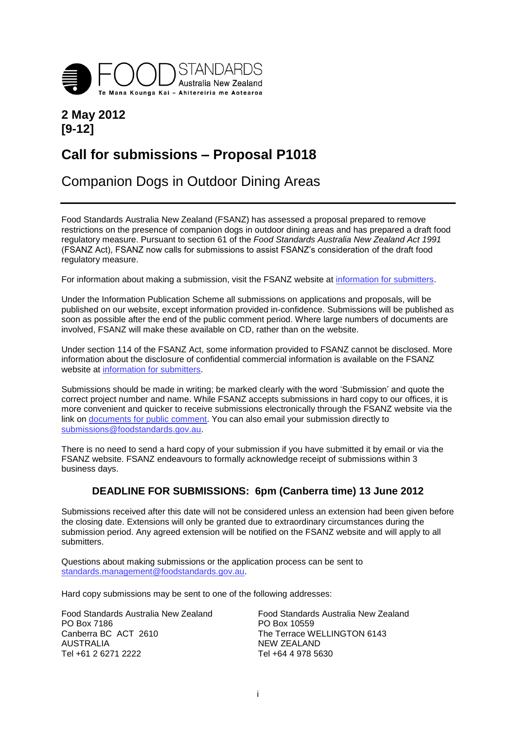FOOD STANDARDS Australia New Zealand
Te Mana Kounga Kai – Ahitereiria me Aotearoa

**2 May 2012**
**[9-12]**

# Call for submissions – Proposal P1018

## Companion Dogs in Outdoor Dining Areas

Food Standards Australia New Zealand (FSANZ) has assessed a proposal prepared to remove restrictions on the presence of companion dogs in outdoor dining areas and has prepared a draft food regulatory measure. Pursuant to section 61 of the *Food Standards Australia New Zealand Act 1991* (FSANZ Act), FSANZ now calls for submissions to assist FSANZ's consideration of the draft food regulatory measure.

For information about making a submission, visit the FSANZ website at information for submitters.

Under the Information Publication Scheme all submissions on applications and proposals, will be published on our website, except information provided in-confidence. Submissions will be published as soon as possible after the end of the public comment period. Where large numbers of documents are involved, FSANZ will make these available on CD, rather than on the website.

Under section 114 of the FSANZ Act, some information provided to FSANZ cannot be disclosed. More information about the disclosure of confidential commercial information is available on the FSANZ website at information for submitters.

Submissions should be made in writing; be marked clearly with the word 'Submission' and quote the correct project number and name. While FSANZ accepts submissions in hard copy to our offices, it is more convenient and quicker to receive submissions electronically through the FSANZ website via the link on documents for public comment. You can also email your submission directly to submissions@foodstandards.gov.au.

There is no need to send a hard copy of your submission if you have submitted it by email or via the FSANZ website. FSANZ endeavours to formally acknowledge receipt of submissions within 3 business days.

### DEADLINE FOR SUBMISSIONS: 6pm (Canberra time) 13 June 2012

Submissions received after this date will not be considered unless an extension had been given before the closing date. Extensions will only be granted due to extraordinary circumstances during the submission period. Any agreed extension will be notified on the FSANZ website and will apply to all submitters.

Questions about making submissions or the application process can be sent to standards.management@foodstandards.gov.au.

Hard copy submissions may be sent to one of the following addresses:

Food Standards Australia New Zealand
PO Box 7186
Canberra BC ACT 2610
AUSTRALIA
Tel +61 2 6271 2222

Food Standards Australia New Zealand
PO Box 10559
The Terrace WELLINGTON 6143
NEW ZEALAND
Tel +64 4 978 5630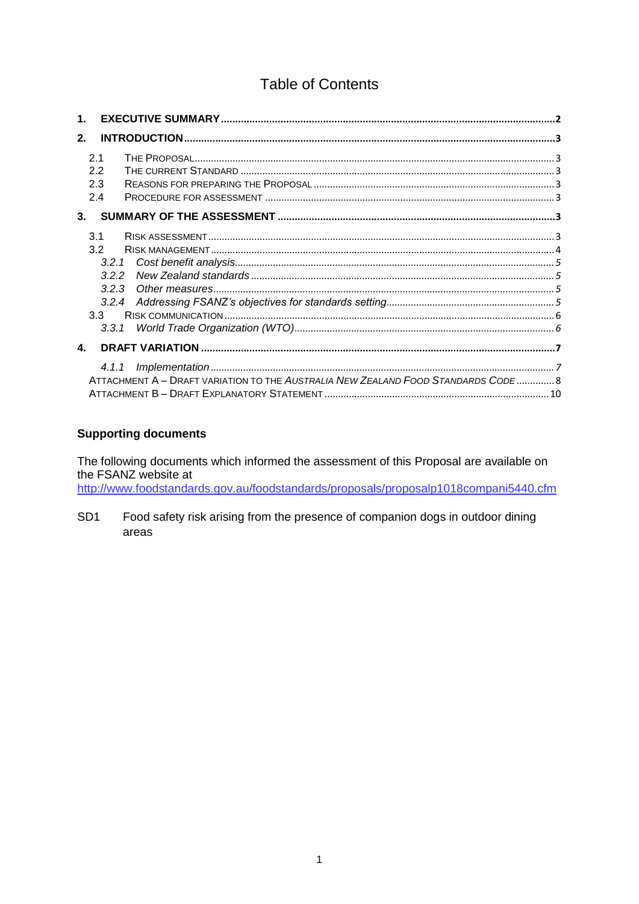# Table of Contents

1. **EXECUTIVE SUMMARY** ..... 2
2. **INTRODUCTION** ..... 3
   - 2.1 THE PROPOSAL ..... 3
   - 2.2 THE CURRENT STANDARD ..... 3
   - 2.3 REASONS FOR PREPARING THE PROPOSAL ..... 3
   - 2.4 PROCEDURE FOR ASSESSMENT ..... 3
3. **SUMMARY OF THE ASSESSMENT** ..... 3
   - 3.1 RISK ASSESSMENT ..... 3
   - 3.2 RISK MANAGEMENT ..... 4
     - *3.2.1 Cost benefit analysis* ..... 5
     - *3.2.2 New Zealand standards* ..... 5
     - *3.2.3 Other measures* ..... 5
     - *3.2.4 Addressing FSANZ's objectives for standards setting* ..... 5
   - 3.3 RISK COMMUNICATION ..... 6
     - *3.3.1 World Trade Organization (WTO)* ..... 6
4. **DRAFT VARIATION** ..... 7
   - *4.1.1 Implementation* ..... 7
   - ATTACHMENT A – DRAFT VARIATION TO THE *AUSTRALIA NEW ZEALAND FOOD STANDARDS CODE* ..... 8
   - ATTACHMENT B – DRAFT EXPLANATORY STATEMENT ..... 10

## Supporting documents

The following documents which informed the assessment of this Proposal are available on the FSANZ website at http://www.foodstandards.gov.au/foodstandards/proposals/proposalp1018compani5440.cfm

SD1 Food safety risk arising from the presence of companion dogs in outdoor dining areas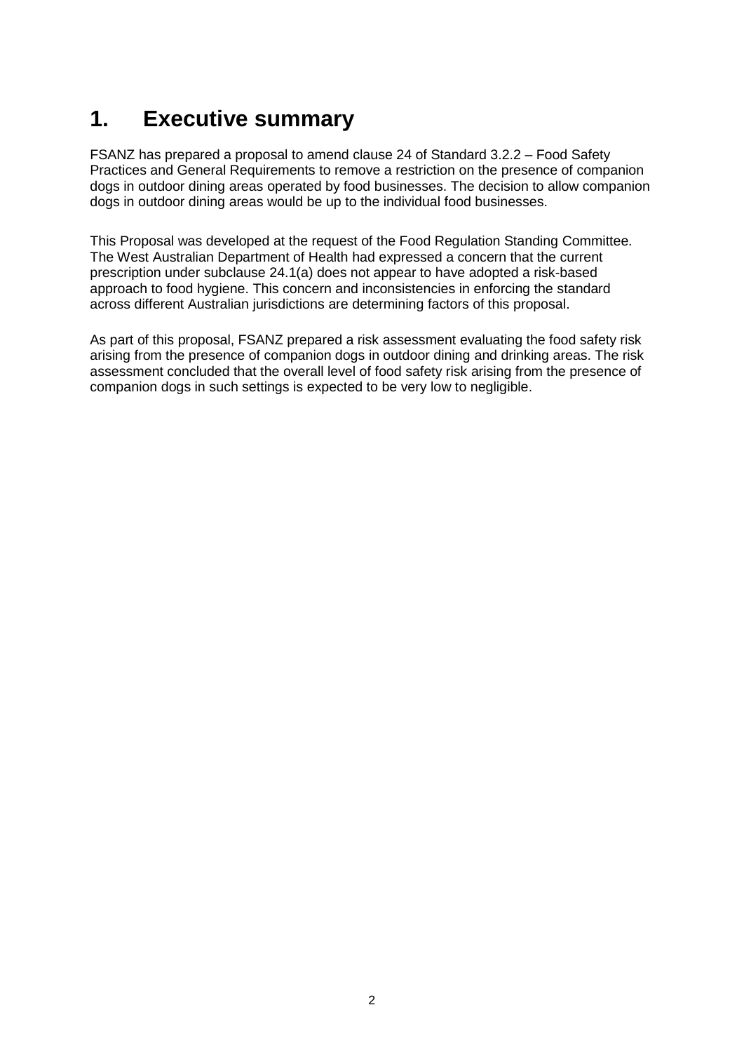# 1. Executive summary

FSANZ has prepared a proposal to amend clause 24 of Standard 3.2.2 – Food Safety Practices and General Requirements to remove a restriction on the presence of companion dogs in outdoor dining areas operated by food businesses. The decision to allow companion dogs in outdoor dining areas would be up to the individual food businesses.

This Proposal was developed at the request of the Food Regulation Standing Committee. The West Australian Department of Health had expressed a concern that the current prescription under subclause 24.1(a) does not appear to have adopted a risk-based approach to food hygiene. This concern and inconsistencies in enforcing the standard across different Australian jurisdictions are determining factors of this proposal.

As part of this proposal, FSANZ prepared a risk assessment evaluating the food safety risk arising from the presence of companion dogs in outdoor dining and drinking areas. The risk assessment concluded that the overall level of food safety risk arising from the presence of companion dogs in such settings is expected to be very low to negligible.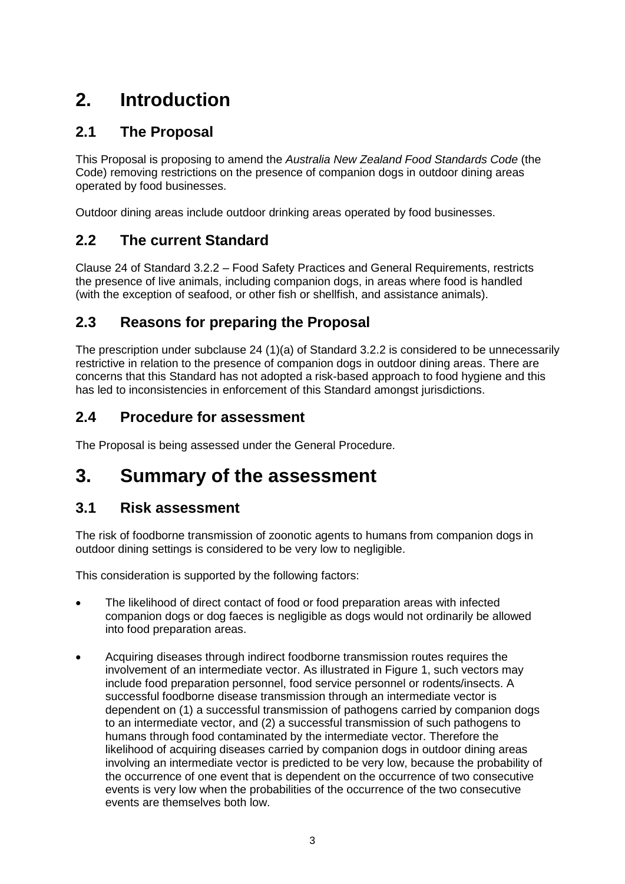# 2. Introduction

## 2.1 The Proposal

This Proposal is proposing to amend the *Australia New Zealand Food Standards Code* (the Code) removing restrictions on the presence of companion dogs in outdoor dining areas operated by food businesses.

Outdoor dining areas include outdoor drinking areas operated by food businesses.

## 2.2 The current Standard

Clause 24 of Standard 3.2.2 – Food Safety Practices and General Requirements, restricts the presence of live animals, including companion dogs, in areas where food is handled (with the exception of seafood, or other fish or shellfish, and assistance animals).

## 2.3 Reasons for preparing the Proposal

The prescription under subclause 24 (1)(a) of Standard 3.2.2 is considered to be unnecessarily restrictive in relation to the presence of companion dogs in outdoor dining areas. There are concerns that this Standard has not adopted a risk-based approach to food hygiene and this has led to inconsistencies in enforcement of this Standard amongst jurisdictions.

## 2.4 Procedure for assessment

The Proposal is being assessed under the General Procedure.

# 3. Summary of the assessment

## 3.1 Risk assessment

The risk of foodborne transmission of zoonotic agents to humans from companion dogs in outdoor dining settings is considered to be very low to negligible.

This consideration is supported by the following factors:

- The likelihood of direct contact of food or food preparation areas with infected companion dogs or dog faeces is negligible as dogs would not ordinarily be allowed into food preparation areas.
- Acquiring diseases through indirect foodborne transmission routes requires the involvement of an intermediate vector. As illustrated in Figure 1, such vectors may include food preparation personnel, food service personnel or rodents/insects. A successful foodborne disease transmission through an intermediate vector is dependent on (1) a successful transmission of pathogens carried by companion dogs to an intermediate vector, and (2) a successful transmission of such pathogens to humans through food contaminated by the intermediate vector. Therefore the likelihood of acquiring diseases carried by companion dogs in outdoor dining areas involving an intermediate vector is predicted to be very low, because the probability of the occurrence of one event that is dependent on the occurrence of two consecutive events is very low when the probabilities of the occurrence of the two consecutive events are themselves both low.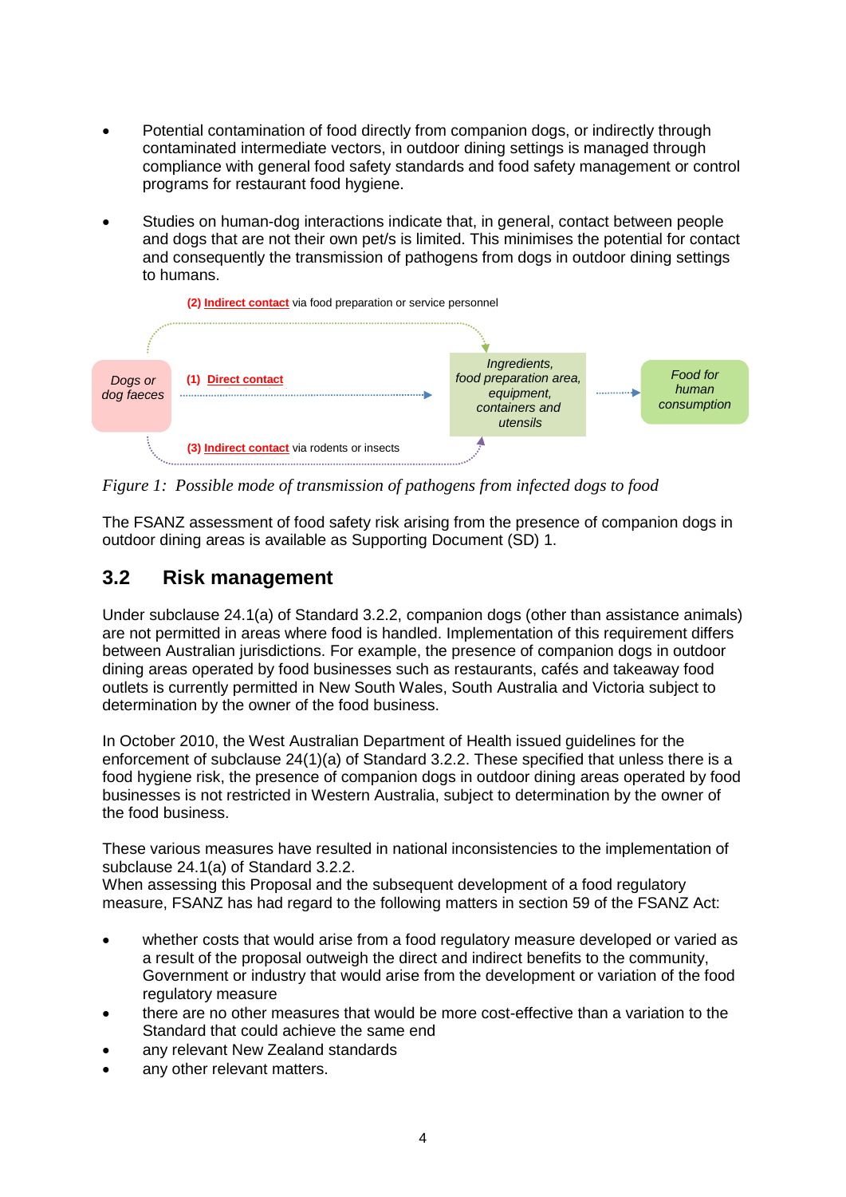- Potential contamination of food directly from companion dogs, or indirectly through contaminated intermediate vectors, in outdoor dining settings is managed through compliance with general food safety standards and food safety management or control programs for restaurant food hygiene.

- Studies on human-dog interactions indicate that, in general, contact between people and dogs that are not their own pet/s is limited. This minimises the potential for contact and consequently the transmission of pathogens from dogs in outdoor dining settings to humans.

(2) Indirect contact via food preparation or service personnel

*Dogs or dog faeces* → (1) Direct contact → *Ingredients, food preparation area, equipment, containers and utensils* → *Food for human consumption*

(3) Indirect contact via rodents or insects

*Figure 1: Possible mode of transmission of pathogens from infected dogs to food*

The FSANZ assessment of food safety risk arising from the presence of companion dogs in outdoor dining areas is available as Supporting Document (SD) 1.

## 3.2 Risk management

Under subclause 24.1(a) of Standard 3.2.2, companion dogs (other than assistance animals) are not permitted in areas where food is handled. Implementation of this requirement differs between Australian jurisdictions. For example, the presence of companion dogs in outdoor dining areas operated by food businesses such as restaurants, cafés and takeaway food outlets is currently permitted in New South Wales, South Australia and Victoria subject to determination by the owner of the food business.

In October 2010, the West Australian Department of Health issued guidelines for the enforcement of subclause 24(1)(a) of Standard 3.2.2. These specified that unless there is a food hygiene risk, the presence of companion dogs in outdoor dining areas operated by food businesses is not restricted in Western Australia, subject to determination by the owner of the food business.

These various measures have resulted in national inconsistencies to the implementation of subclause 24.1(a) of Standard 3.2.2.
When assessing this Proposal and the subsequent development of a food regulatory measure, FSANZ has had regard to the following matters in section 59 of the FSANZ Act:

- whether costs that would arise from a food regulatory measure developed or varied as a result of the proposal outweigh the direct and indirect benefits to the community, Government or industry that would arise from the development or variation of the food regulatory measure
- there are no other measures that would be more cost-effective than a variation to the Standard that could achieve the same end
- any relevant New Zealand standards
- any other relevant matters.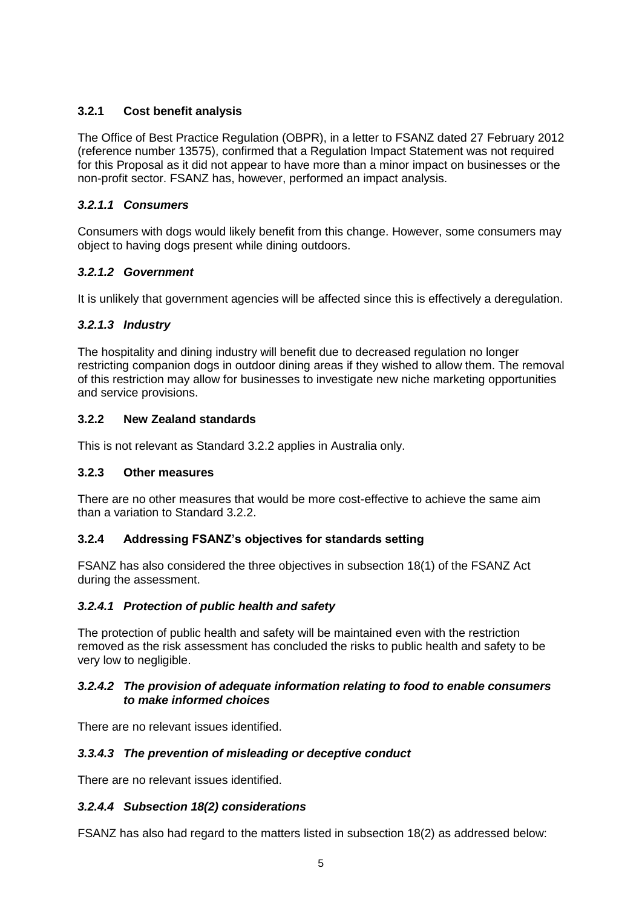### 3.2.1 Cost benefit analysis

The Office of Best Practice Regulation (OBPR), in a letter to FSANZ dated 27 February 2012 (reference number 13575), confirmed that a Regulation Impact Statement was not required for this Proposal as it did not appear to have more than a minor impact on businesses or the non-profit sector. FSANZ has, however, performed an impact analysis.

#### *3.2.1.1 Consumers*

Consumers with dogs would likely benefit from this change. However, some consumers may object to having dogs present while dining outdoors.

#### *3.2.1.2 Government*

It is unlikely that government agencies will be affected since this is effectively a deregulation.

#### *3.2.1.3 Industry*

The hospitality and dining industry will benefit due to decreased regulation no longer restricting companion dogs in outdoor dining areas if they wished to allow them. The removal of this restriction may allow for businesses to investigate new niche marketing opportunities and service provisions.

### 3.2.2 New Zealand standards

This is not relevant as Standard 3.2.2 applies in Australia only.

### 3.2.3 Other measures

There are no other measures that would be more cost-effective to achieve the same aim than a variation to Standard 3.2.2.

### 3.2.4 Addressing FSANZ's objectives for standards setting

FSANZ has also considered the three objectives in subsection 18(1) of the FSANZ Act during the assessment.

#### *3.2.4.1 Protection of public health and safety*

The protection of public health and safety will be maintained even with the restriction removed as the risk assessment has concluded the risks to public health and safety to be very low to negligible.

#### *3.2.4.2 The provision of adequate information relating to food to enable consumers to make informed choices*

There are no relevant issues identified.

#### *3.3.4.3 The prevention of misleading or deceptive conduct*

There are no relevant issues identified.

#### *3.2.4.4 Subsection 18(2) considerations*

FSANZ has also had regard to the matters listed in subsection 18(2) as addressed below: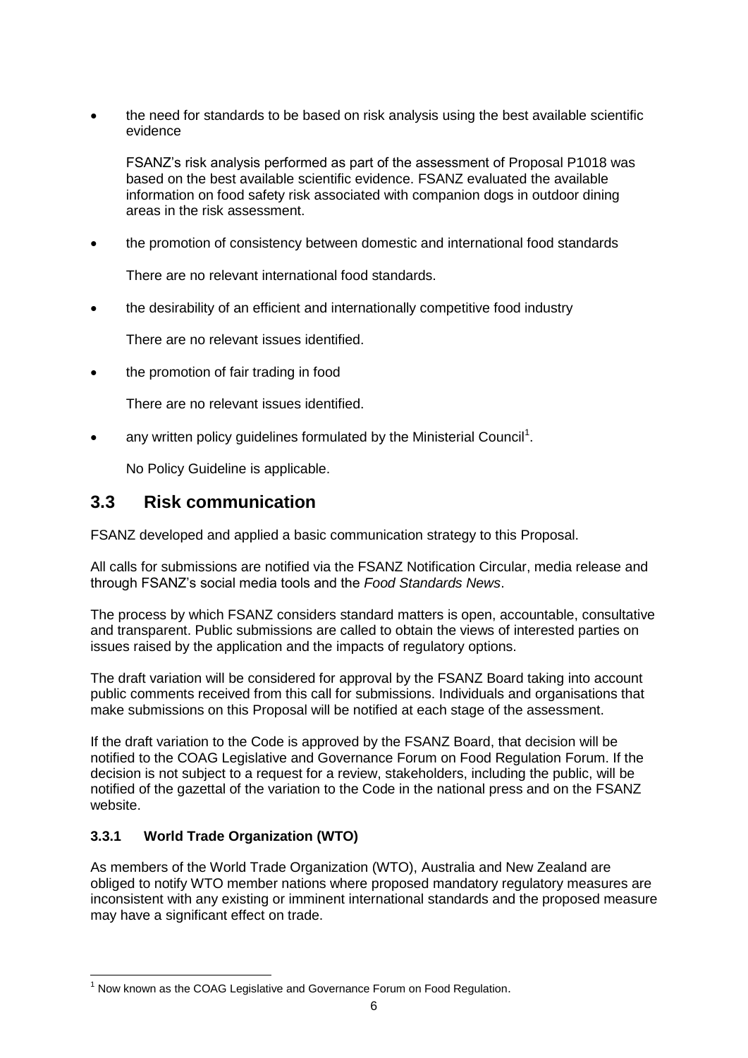- the need for standards to be based on risk analysis using the best available scientific evidence

  FSANZ's risk analysis performed as part of the assessment of Proposal P1018 was based on the best available scientific evidence. FSANZ evaluated the available information on food safety risk associated with companion dogs in outdoor dining areas in the risk assessment.

- the promotion of consistency between domestic and international food standards

  There are no relevant international food standards.

- the desirability of an efficient and internationally competitive food industry

  There are no relevant issues identified.

- the promotion of fair trading in food

  There are no relevant issues identified.

- any written policy guidelines formulated by the Ministerial Council[1].

  No Policy Guideline is applicable.

## 3.3 Risk communication

FSANZ developed and applied a basic communication strategy to this Proposal.

All calls for submissions are notified via the FSANZ Notification Circular, media release and through FSANZ's social media tools and the *Food Standards News*.

The process by which FSANZ considers standard matters is open, accountable, consultative and transparent. Public submissions are called to obtain the views of interested parties on issues raised by the application and the impacts of regulatory options.

The draft variation will be considered for approval by the FSANZ Board taking into account public comments received from this call for submissions. Individuals and organisations that make submissions on this Proposal will be notified at each stage of the assessment.

If the draft variation to the Code is approved by the FSANZ Board, that decision will be notified to the COAG Legislative and Governance Forum on Food Regulation Forum. If the decision is not subject to a request for a review, stakeholders, including the public, will be notified of the gazettal of the variation to the Code in the national press and on the FSANZ website.

### 3.3.1 World Trade Organization (WTO)

As members of the World Trade Organization (WTO), Australia and New Zealand are obliged to notify WTO member nations where proposed mandatory regulatory measures are inconsistent with any existing or imminent international standards and the proposed measure may have a significant effect on trade.

[1] Now known as the COAG Legislative and Governance Forum on Food Regulation.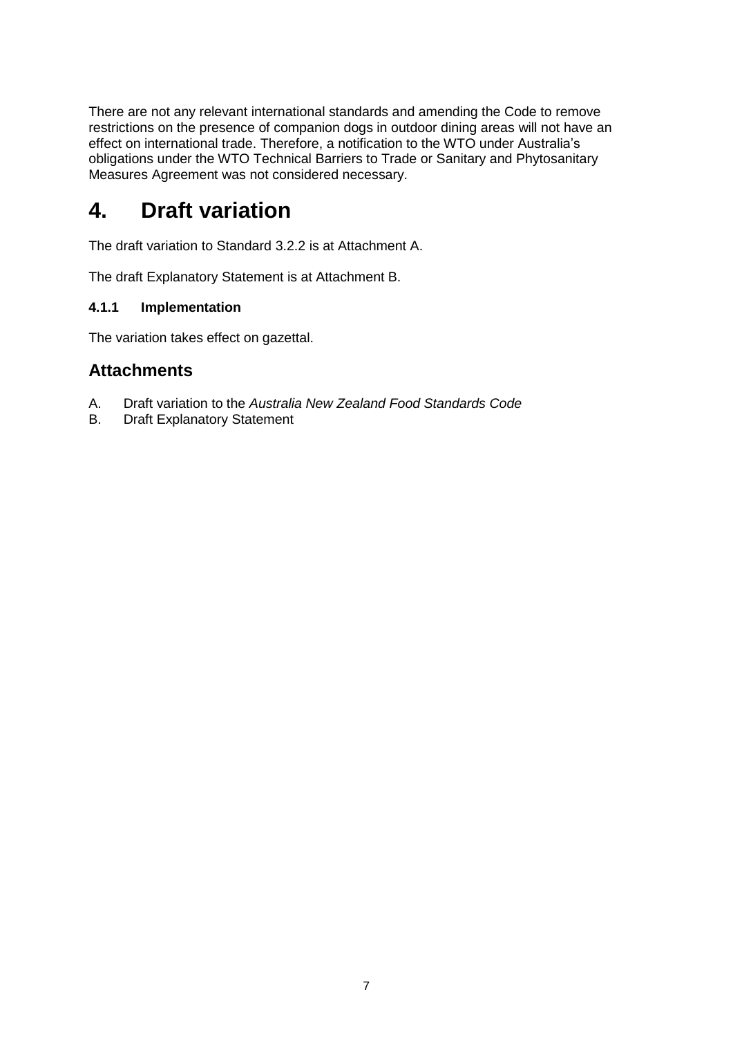There are not any relevant international standards and amending the Code to remove restrictions on the presence of companion dogs in outdoor dining areas will not have an effect on international trade. Therefore, a notification to the WTO under Australia's obligations under the WTO Technical Barriers to Trade or Sanitary and Phytosanitary Measures Agreement was not considered necessary.

# 4. Draft variation

The draft variation to Standard 3.2.2 is at Attachment A.

The draft Explanatory Statement is at Attachment B.

#### 4.1.1 Implementation

The variation takes effect on gazettal.

## Attachments

A. Draft variation to the *Australia New Zealand Food Standards Code*
B. Draft Explanatory Statement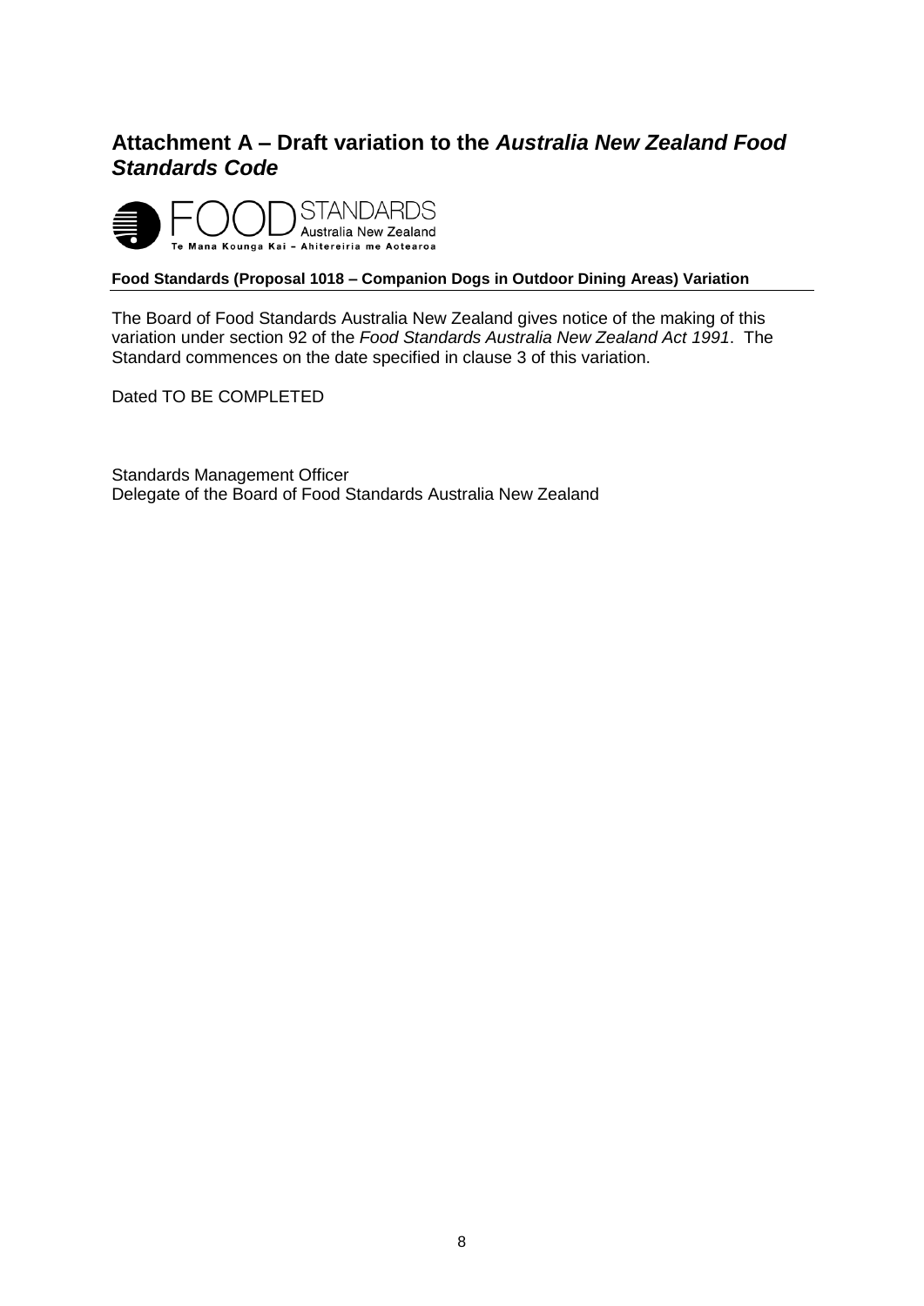## Attachment A – Draft variation to the *Australia New Zealand Food Standards Code*

FOOD STANDARDS Australia New Zealand
Te Mana Kounga Kai – Ahitereiria me Aotearoa

**Food Standards (Proposal 1018 – Companion Dogs in Outdoor Dining Areas) Variation**

The Board of Food Standards Australia New Zealand gives notice of the making of this variation under section 92 of the *Food Standards Australia New Zealand Act 1991*. The Standard commences on the date specified in clause 3 of this variation.

Dated TO BE COMPLETED

Standards Management Officer
Delegate of the Board of Food Standards Australia New Zealand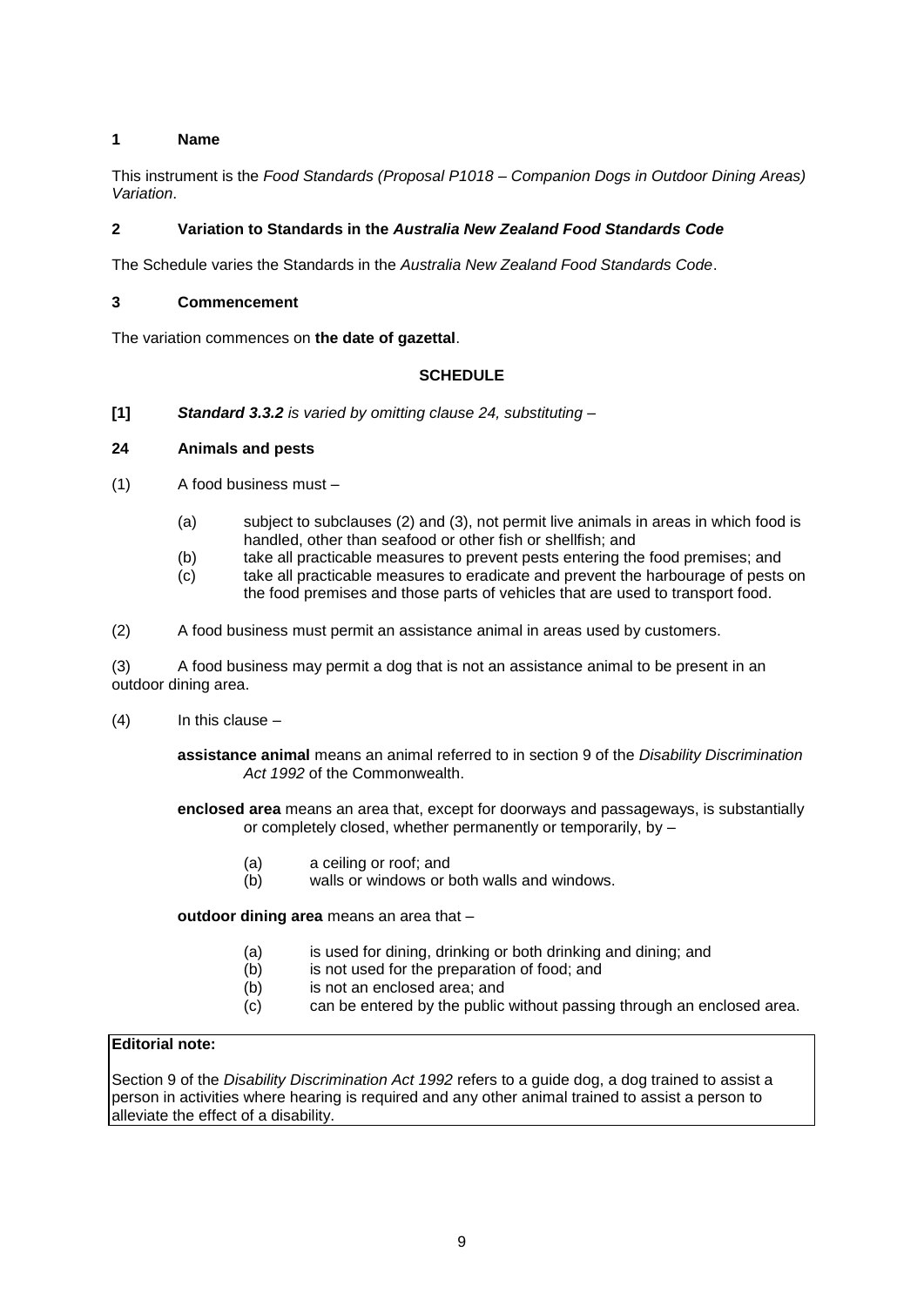### 1 Name

This instrument is the *Food Standards (Proposal P1018 – Companion Dogs in Outdoor Dining Areas) Variation*.

### 2 Variation to Standards in the *Australia New Zealand Food Standards Code*

The Schedule varies the Standards in the *Australia New Zealand Food Standards Code*.

### 3 Commencement

The variation commences on **the date of gazettal**.

## SCHEDULE

**[1]** ***Standard 3.3.2*** *is varied by omitting clause 24, substituting –*

### 24 Animals and pests

(1) A food business must –

(a) subject to subclauses (2) and (3), not permit live animals in areas in which food is handled, other than seafood or other fish or shellfish; and

(b) take all practicable measures to prevent pests entering the food premises; and

(c) take all practicable measures to eradicate and prevent the harbourage of pests on the food premises and those parts of vehicles that are used to transport food.

(2) A food business must permit an assistance animal in areas used by customers.

(3) A food business may permit a dog that is not an assistance animal to be present in an outdoor dining area.

(4) In this clause –

**assistance animal** means an animal referred to in section 9 of the *Disability Discrimination Act 1992* of the Commonwealth.

**enclosed area** means an area that, except for doorways and passageways, is substantially or completely closed, whether permanently or temporarily, by –

(a) a ceiling or roof; and

(b) walls or windows or both walls and windows.

**outdoor dining area** means an area that –

(a) is used for dining, drinking or both drinking and dining; and

(b) is not used for the preparation of food; and

(b) is not an enclosed area; and

(c) can be entered by the public without passing through an enclosed area.

**Editorial note:**

Section 9 of the *Disability Discrimination Act 1992* refers to a guide dog, a dog trained to assist a person in activities where hearing is required and any other animal trained to assist a person to alleviate the effect of a disability.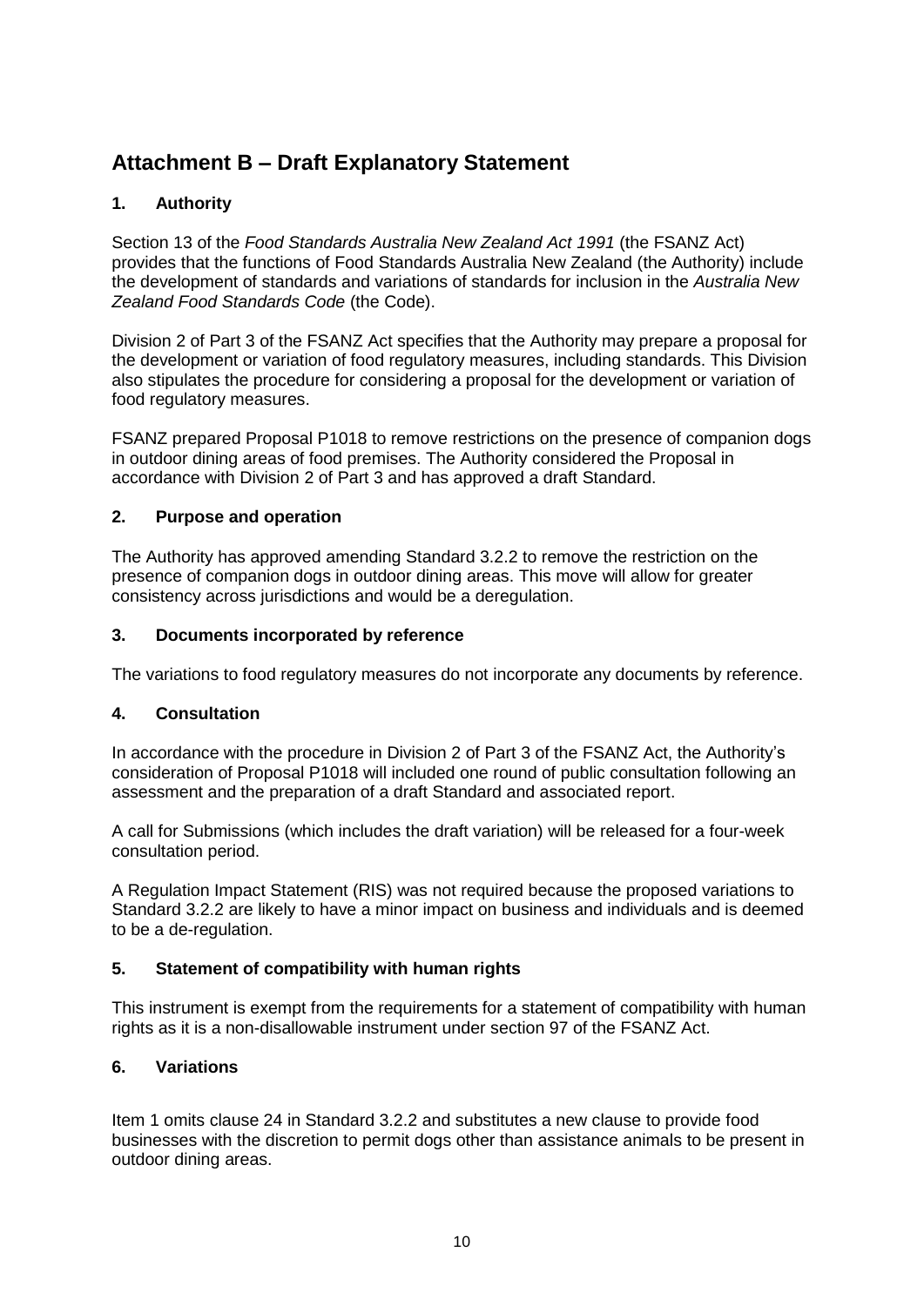# Attachment B – Draft Explanatory Statement

## 1. Authority

Section 13 of the *Food Standards Australia New Zealand Act 1991* (the FSANZ Act) provides that the functions of Food Standards Australia New Zealand (the Authority) include the development of standards and variations of standards for inclusion in the *Australia New Zealand Food Standards Code* (the Code).

Division 2 of Part 3 of the FSANZ Act specifies that the Authority may prepare a proposal for the development or variation of food regulatory measures, including standards. This Division also stipulates the procedure for considering a proposal for the development or variation of food regulatory measures.

FSANZ prepared Proposal P1018 to remove restrictions on the presence of companion dogs in outdoor dining areas of food premises. The Authority considered the Proposal in accordance with Division 2 of Part 3 and has approved a draft Standard.

## 2. Purpose and operation

The Authority has approved amending Standard 3.2.2 to remove the restriction on the presence of companion dogs in outdoor dining areas. This move will allow for greater consistency across jurisdictions and would be a deregulation.

## 3. Documents incorporated by reference

The variations to food regulatory measures do not incorporate any documents by reference.

## 4. Consultation

In accordance with the procedure in Division 2 of Part 3 of the FSANZ Act, the Authority's consideration of Proposal P1018 will included one round of public consultation following an assessment and the preparation of a draft Standard and associated report.

A call for Submissions (which includes the draft variation) will be released for a four-week consultation period.

A Regulation Impact Statement (RIS) was not required because the proposed variations to Standard 3.2.2 are likely to have a minor impact on business and individuals and is deemed to be a de-regulation.

## 5. Statement of compatibility with human rights

This instrument is exempt from the requirements for a statement of compatibility with human rights as it is a non-disallowable instrument under section 97 of the FSANZ Act.

## 6. Variations

Item 1 omits clause 24 in Standard 3.2.2 and substitutes a new clause to provide food businesses with the discretion to permit dogs other than assistance animals to be present in outdoor dining areas.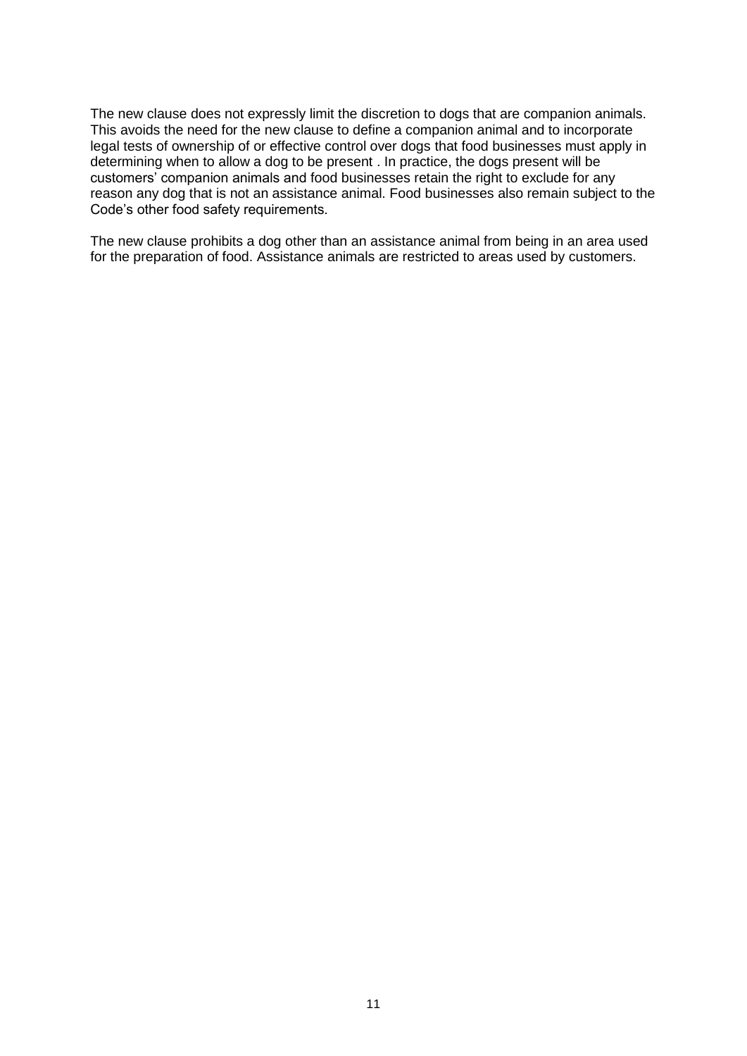The new clause does not expressly limit the discretion to dogs that are companion animals. This avoids the need for the new clause to define a companion animal and to incorporate legal tests of ownership of or effective control over dogs that food businesses must apply in determining when to allow a dog to be present . In practice, the dogs present will be customers' companion animals and food businesses retain the right to exclude for any reason any dog that is not an assistance animal. Food businesses also remain subject to the Code's other food safety requirements.

The new clause prohibits a dog other than an assistance animal from being in an area used for the preparation of food. Assistance animals are restricted to areas used by customers.